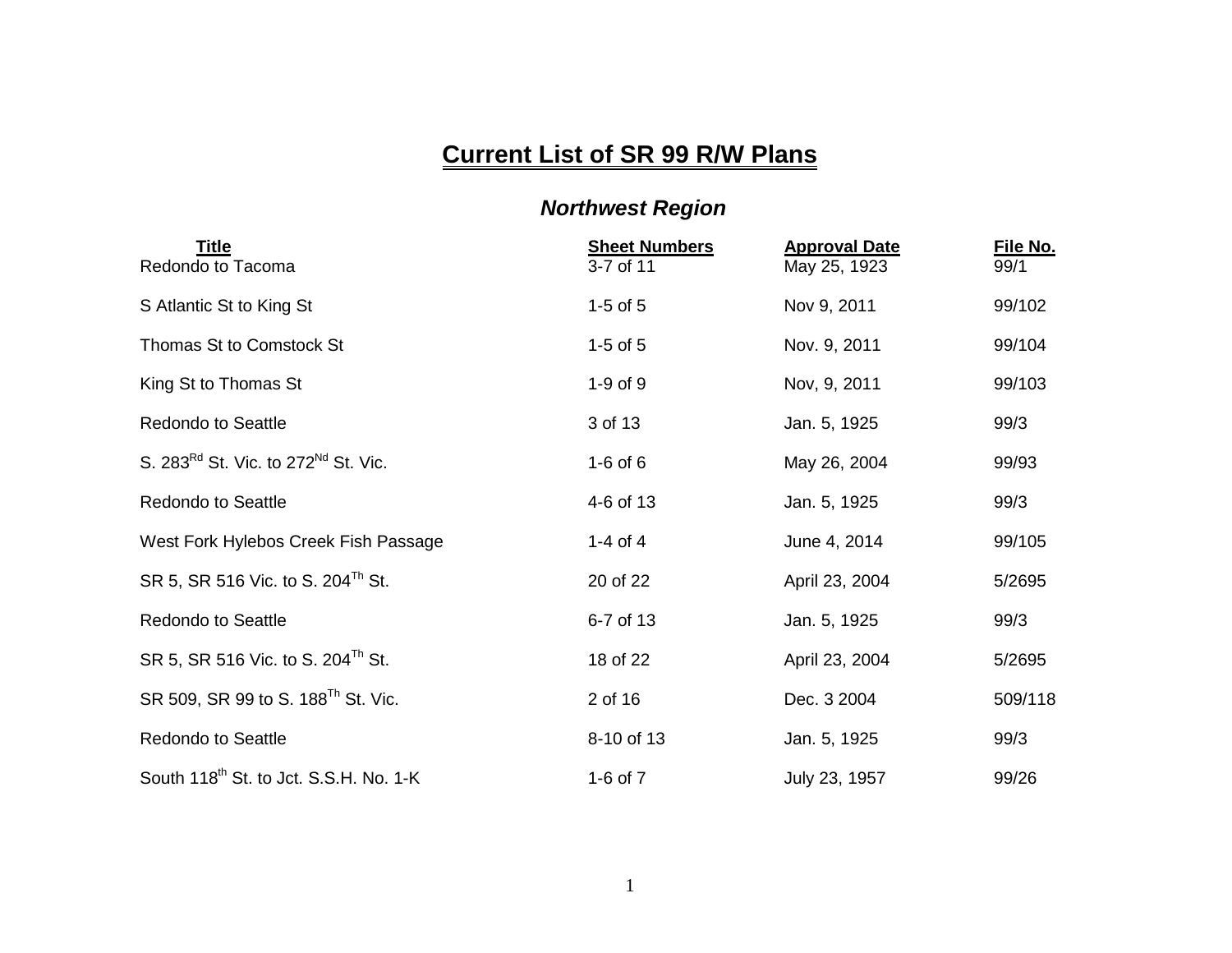# Current List of SR 99 R/W Plans

## *Northwest Region*

| Title | Sheet Numbers | Approval Date | File No. |
|---|---|---|---|
| Redondo to Tacoma | 3-7 of 11 | May 25, 1923 | 99/1 |
| S Atlantic St to King St | 1-5 of 5 | Nov 9, 2011 | 99/102 |
| Thomas St to Comstock St | 1-5 of 5 | Nov. 9, 2011 | 99/104 |
| King St to Thomas St | 1-9 of 9 | Nov, 9, 2011 | 99/103 |
| Redondo to Seattle | 3 of 13 | Jan. 5, 1925 | 99/3 |
| S. 283$^{Rd}$ St. Vic. to 272$^{Nd}$ St. Vic. | 1-6 of 6 | May 26, 2004 | 99/93 |
| Redondo to Seattle | 4-6 of 13 | Jan. 5, 1925 | 99/3 |
| West Fork Hylebos Creek Fish Passage | 1-4 of 4 | June 4, 2014 | 99/105 |
| SR 5, SR 516 Vic. to S. 204$^{Th}$ St. | 20 of 22 | April 23, 2004 | 5/2695 |
| Redondo to Seattle | 6-7 of 13 | Jan. 5, 1925 | 99/3 |
| SR 5, SR 516 Vic. to S. 204$^{Th}$ St. | 18 of 22 | April 23, 2004 | 5/2695 |
| SR 509, SR 99 to S. 188$^{Th}$ St. Vic. | 2 of 16 | Dec. 3 2004 | 509/118 |
| Redondo to Seattle | 8-10 of 13 | Jan. 5, 1925 | 99/3 |
| South 118$^{th}$ St. to Jct. S.S.H. No. 1-K | 1-6 of 7 | July 23, 1957 | 99/26 |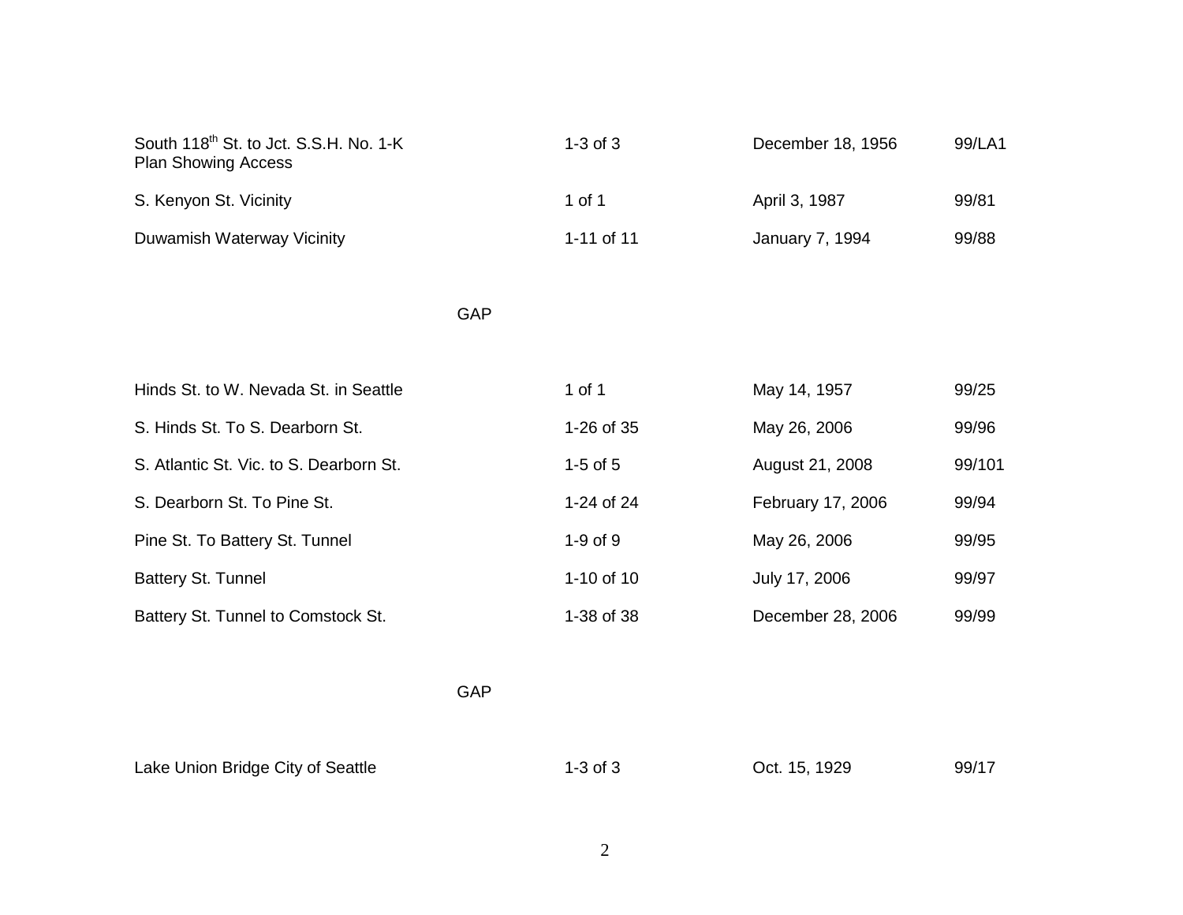| | | | |
|---|---|---|---|
| South 118th St. to Jct. S.S.H. No. 1-K Plan Showing Access | 1-3 of 3 | December 18, 1956 | 99/LA1 |
| S. Kenyon St. Vicinity | 1 of 1 | April 3, 1987 | 99/81 |
| Duwamish Waterway Vicinity | 1-11 of 11 | January 7, 1994 | 99/88 |

GAP

| | | | |
|---|---|---|---|
| Hinds St. to W. Nevada St. in Seattle | 1 of 1 | May 14, 1957 | 99/25 |
| S. Hinds St. To S. Dearborn St. | 1-26 of 35 | May 26, 2006 | 99/96 |
| S. Atlantic St. Vic. to S. Dearborn St. | 1-5 of 5 | August 21, 2008 | 99/101 |
| S. Dearborn St. To Pine St. | 1-24 of 24 | February 17, 2006 | 99/94 |
| Pine St. To Battery St. Tunnel | 1-9 of 9 | May 26, 2006 | 99/95 |
| Battery St. Tunnel | 1-10 of 10 | July 17, 2006 | 99/97 |
| Battery St. Tunnel to Comstock St. | 1-38 of 38 | December 28, 2006 | 99/99 |

GAP

| | | | |
|---|---|---|---|
| Lake Union Bridge City of Seattle | 1-3 of 3 | Oct. 15, 1929 | 99/17 |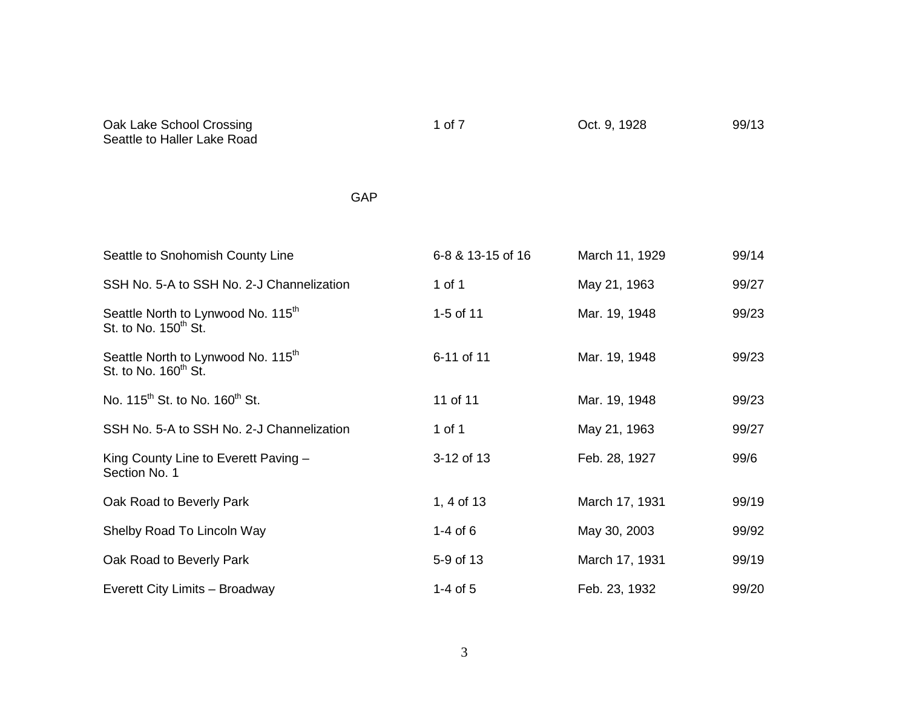| | | | |
|---|---|---|---|
| Oak Lake School Crossing<br>Seattle to Haller Lake Road | 1 of 7 | Oct. 9, 1928 | 99/13 |

GAP

| | | | |
|---|---|---|---|
| Seattle to Snohomish County Line | 6-8 & 13-15 of 16 | March 11, 1929 | 99/14 |
| SSH No. 5-A to SSH No. 2-J Channelization | 1 of 1 | May 21, 1963 | 99/27 |
| Seattle North to Lynwood No. 115th St. to No. 150th St. | 1-5 of 11 | Mar. 19, 1948 | 99/23 |
| Seattle North to Lynwood No. 115th St. to No. 160th St. | 6-11 of 11 | Mar. 19, 1948 | 99/23 |
| No. 115th St. to No. 160th St. | 11 of 11 | Mar. 19, 1948 | 99/23 |
| SSH No. 5-A to SSH No. 2-J Channelization | 1 of 1 | May 21, 1963 | 99/27 |
| King County Line to Everett Paving – Section No. 1 | 3-12 of 13 | Feb. 28, 1927 | 99/6 |
| Oak Road to Beverly Park | 1, 4 of 13 | March 17, 1931 | 99/19 |
| Shelby Road To Lincoln Way | 1-4 of 6 | May 30, 2003 | 99/92 |
| Oak Road to Beverly Park | 5-9 of 13 | March 17, 1931 | 99/19 |
| Everett City Limits – Broadway | 1-4 of 5 | Feb. 23, 1932 | 99/20 |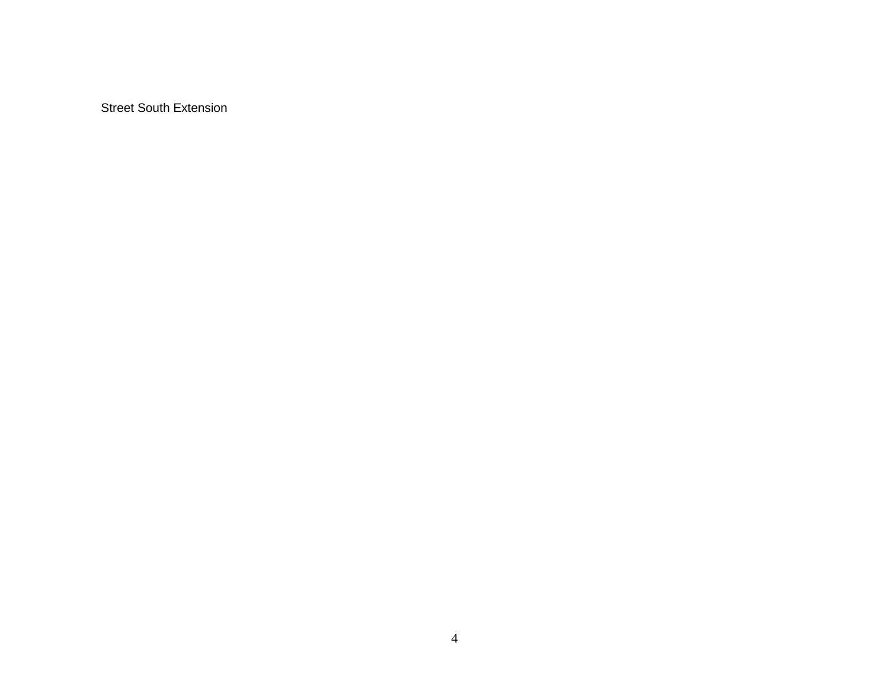Street South Extension